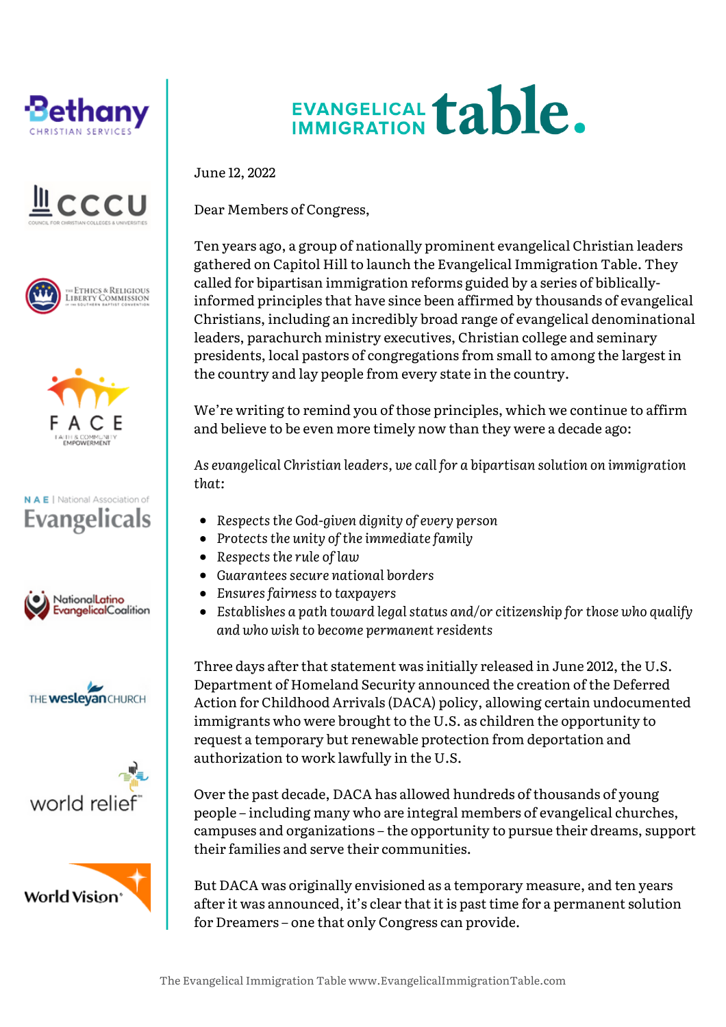# EVANGELICAL IMMIGRATION table.

June 12, 2022

Dear Members of Congress,

Ten years ago, a group of nationally prominent evangelical Christian leaders gathered on Capitol Hill to launch the Evangelical Immigration Table. They called for bipartisan immigration reforms guided by a series of biblically-informed principles that have since been affirmed by thousands of evangelical Christians, including an incredibly broad range of evangelical denominational leaders, parachurch ministry executives, Christian college and seminary presidents, local pastors of congregations from small to among the largest in the country and lay people from every state in the country.

We're writing to remind you of those principles, which we continue to affirm and believe to be even more timely now than they were a decade ago:

*As evangelical Christian leaders, we call for a bipartisan solution on immigration that:*

- *Respects the God-given dignity of every person*
- *Protects the unity of the immediate family*
- *Respects the rule of law*
- *Guarantees secure national borders*
- *Ensures fairness to taxpayers*
- *Establishes a path toward legal status and/or citizenship for those who qualify and who wish to become permanent residents*

Three days after that statement was initially released in June 2012, the U.S. Department of Homeland Security announced the creation of the Deferred Action for Childhood Arrivals (DACA) policy, allowing certain undocumented immigrants who were brought to the U.S. as children the opportunity to request a temporary but renewable protection from deportation and authorization to work lawfully in the U.S.

Over the past decade, DACA has allowed hundreds of thousands of young people – including many who are integral members of evangelical churches, campuses and organizations – the opportunity to pursue their dreams, support their families and serve their communities.

But DACA was originally envisioned as a temporary measure, and ten years after it was announced, it's clear that it is past time for a permanent solution for Dreamers – one that only Congress can provide.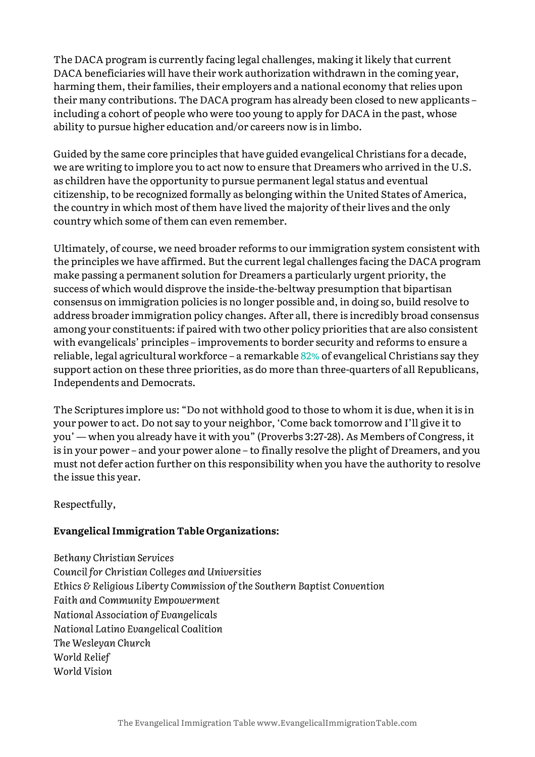The DACA program is currently facing legal challenges, making it likely that current DACA beneficiaries will have their work authorization withdrawn in the coming year, harming them, their families, their employers and a national economy that relies upon their many contributions. The DACA program has already been closed to new applicants – including a cohort of people who were too young to apply for DACA in the past, whose ability to pursue higher education and/or careers now is in limbo.

Guided by the same core principles that have guided evangelical Christians for a decade, we are writing to implore you to act now to ensure that Dreamers who arrived in the U.S. as children have the opportunity to pursue permanent legal status and eventual citizenship, to be recognized formally as belonging within the United States of America, the country in which most of them have lived the majority of their lives and the only country which some of them can even remember.

Ultimately, of course, we need broader reforms to our immigration system consistent with the principles we have affirmed. But the current legal challenges facing the DACA program make passing a permanent solution for Dreamers a particularly urgent priority, the success of which would disprove the inside-the-beltway presumption that bipartisan consensus on immigration policies is no longer possible and, in doing so, build resolve to address broader immigration policy changes. After all, there is incredibly broad consensus among your constituents: if paired with two other policy priorities that are also consistent with evangelicals' principles – improvements to border security and reforms to ensure a reliable, legal agricultural workforce – a remarkable 82% of evangelical Christians say they support action on these three priorities, as do more than three-quarters of all Republicans, Independents and Democrats.

The Scriptures implore us: "Do not withhold good to those to whom it is due, when it is in your power to act. Do not say to your neighbor, 'Come back tomorrow and I'll give it to you' — when you already have it with you" (Proverbs 3:27-28). As Members of Congress, it is in your power – and your power alone – to finally resolve the plight of Dreamers, and you must not defer action further on this responsibility when you have the authority to resolve the issue this year.

Respectfully,

**Evangelical Immigration Table Organizations:**

*Bethany Christian Services*
*Council for Christian Colleges and Universities*
*Ethics & Religious Liberty Commission of the Southern Baptist Convention*
*Faith and Community Empowerment*
*National Association of Evangelicals*
*National Latino Evangelical Coalition*
*The Wesleyan Church*
*World Relief*
*World Vision*